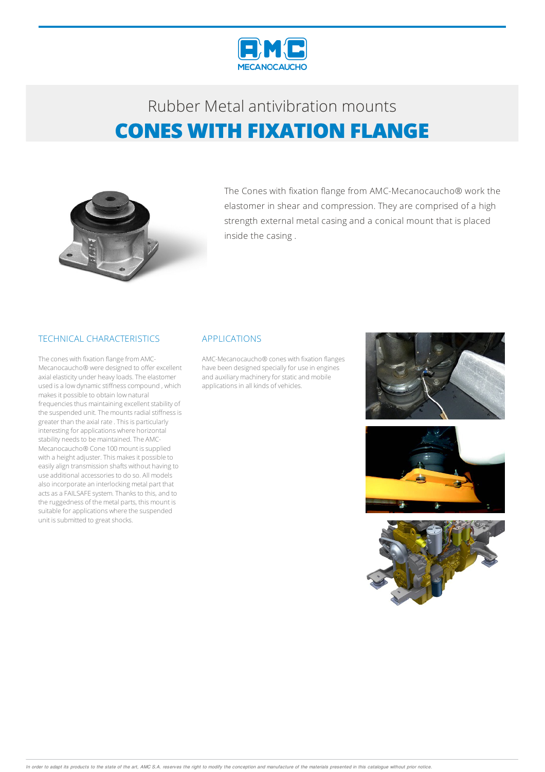# Rubber Metal antivibration mounts

## CONES WITH FIXATION FLANGE

The Cones with fixation flange from AMC-Mecanocaucho® work the elastomer in shear and compression. They are comprised of a high strength external metal casing and a conical mount that is placed inside the casing .

### TECHNICAL CHARACTERISTICS

The cones with fixation flange from AMC-Mecanocaucho® were designed to offer excellent axial elasticity under heavy loads. The elastomer used is a low dynamic stiffness compound , which makes it possible to obtain low natural frequencies thus maintaining excellent stability of the suspended unit. The mounts radial stiffness is greater than the axial rate . This is particularly interesting for applications where horizontal stability needs to be maintained. The AMC-Mecanocaucho® Cone 100 mount is supplied with a height adjuster. This makes it possible to easily align transmission shafts without having to use additional accessories to do so. All models also incorporate an interlocking metal part that acts as a FAILSAFE system. Thanks to this, and to the ruggedness of the metal parts, this mount is suitable for applications where the suspended unit is submitted to great shocks.

### APPLICATIONS

AMC-Mecanocaucho® cones with fixation flanges have been designed specially for use in engines and auxiliary machinery for static and mobile applications in all kinds of vehicles.

*In order to adapt its products to the state of the art, AMC S.A. reserves the right to modify the conception and manufacture of the materials presented in this catalogue without prior notice.*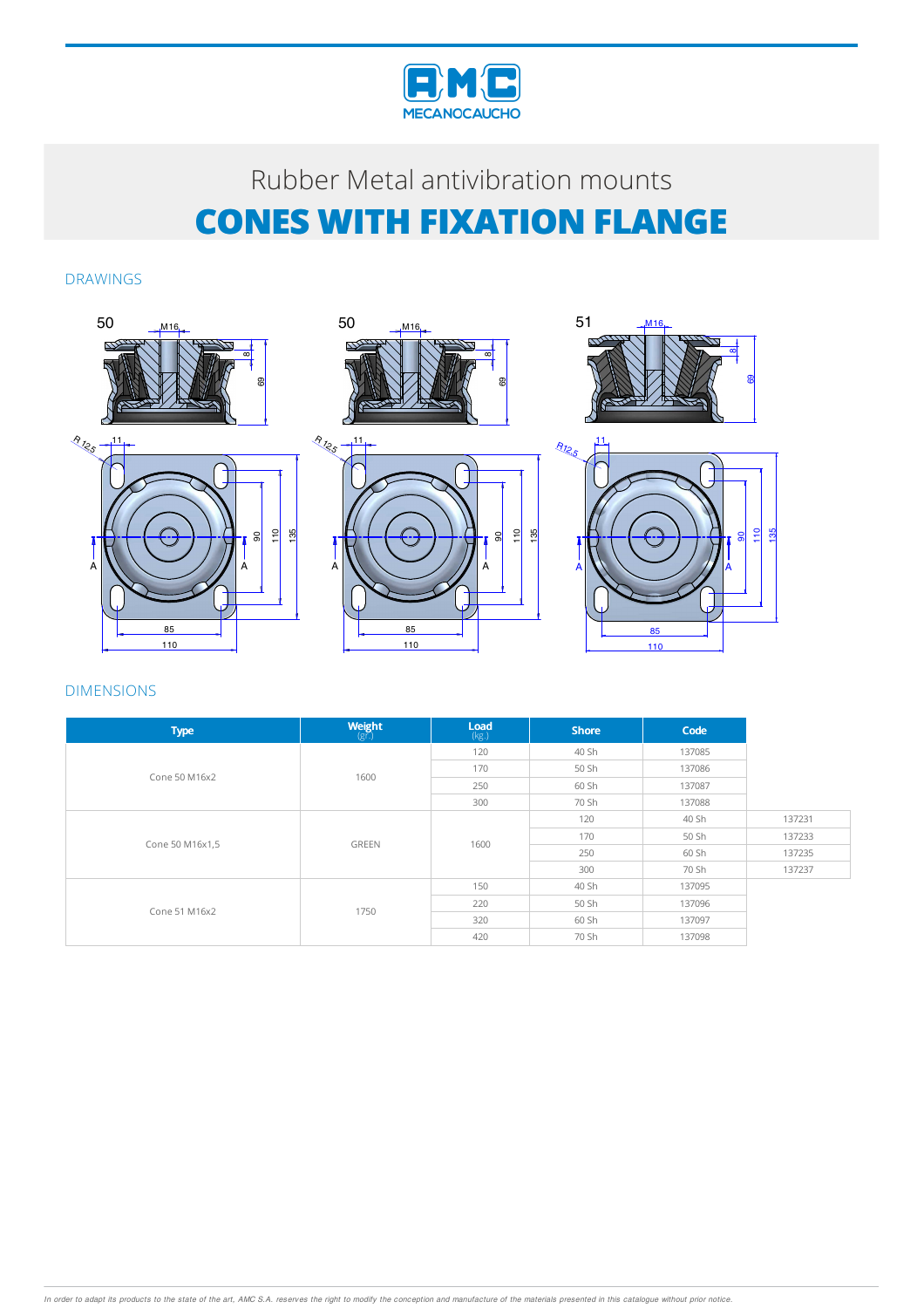# Rubber Metal antivibration mounts

# CONES WITH FIXATION FLANGE

## DRAWINGS

## DIMENSIONS

| Type | Weight (gr.) | Load (kg.) | Shore | Code | |
|---|---|---|---|---|---|
| Cone 50 M16x2 | 1600 | 120 | 40 Sh | 137085 | |
| | | 170 | 50 Sh | 137086 | |
| | | 250 | 60 Sh | 137087 | |
| | | 300 | 70 Sh | 137088 | |
| Cone 50 M16x1,5 | GREEN | 1600 | 120 | 40 Sh | 137231 |
| | | | 170 | 50 Sh | 137233 |
| | | | 250 | 60 Sh | 137235 |
| | | | 300 | 70 Sh | 137237 |
| Cone 51 M16x2 | 1750 | 150 | 40 Sh | 137095 | |
| | | 220 | 50 Sh | 137096 | |
| | | 320 | 60 Sh | 137097 | |
| | | 420 | 70 Sh | 137098 | |

*In order to adapt its products to the state of the art, AMC S.A. reserves the right to modify the conception and manufacture of the materials presented in this catalogue without prior notice.*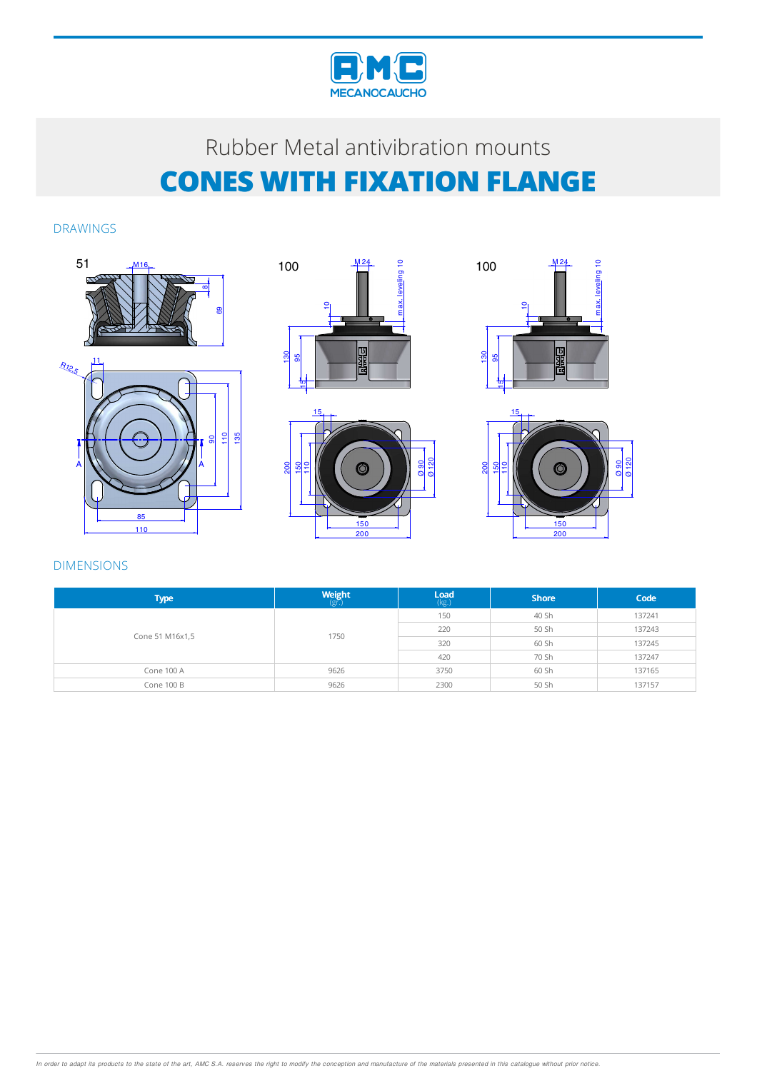Rubber Metal antivibration mounts

# CONES WITH FIXATION FLANGE

## DRAWINGS

## DIMENSIONS

| Type | Weight (gr.) | Load (kg.) | Shore | Code |
|---|---|---|---|---|
| Cone 51 M16x1,5 | 1750 | 150 | 40 Sh | 137241 |
| | | 220 | 50 Sh | 137243 |
| | | 320 | 60 Sh | 137245 |
| | | 420 | 70 Sh | 137247 |
| Cone 100 A | 9626 | 3750 | 60 Sh | 137165 |
| Cone 100 B | 9626 | 2300 | 50 Sh | 137157 |

*In order to adapt its products to the state of the art, AMC S.A. reserves the right to modify the conception and manufacture of the materials presented in this catalogue without prior notice.*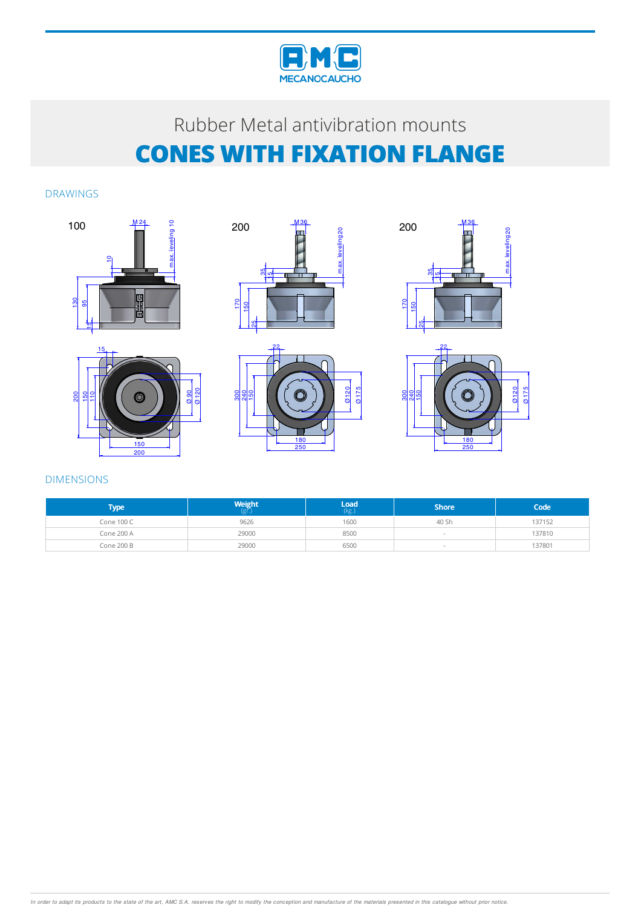# Rubber Metal antivibration mounts

# CONES WITH FIXATION FLANGE

## DRAWINGS

## DIMENSIONS

| Type | Weight (gr.) | Load (kg.) | Shore | Code |
|---|---|---|---|---|
| Cone 100 C | 9626 | 1600 | 40 Sh | 137152 |
| Cone 200 A | 29000 | 8500 | - | 137810 |
| Cone 200 B | 29000 | 6500 | - | 137801 |

*In order to adapt its products to the state of the art, AMC S.A. reserves the right to modify the conception and manufacture of the materials presented in this catalogue without prior notice.*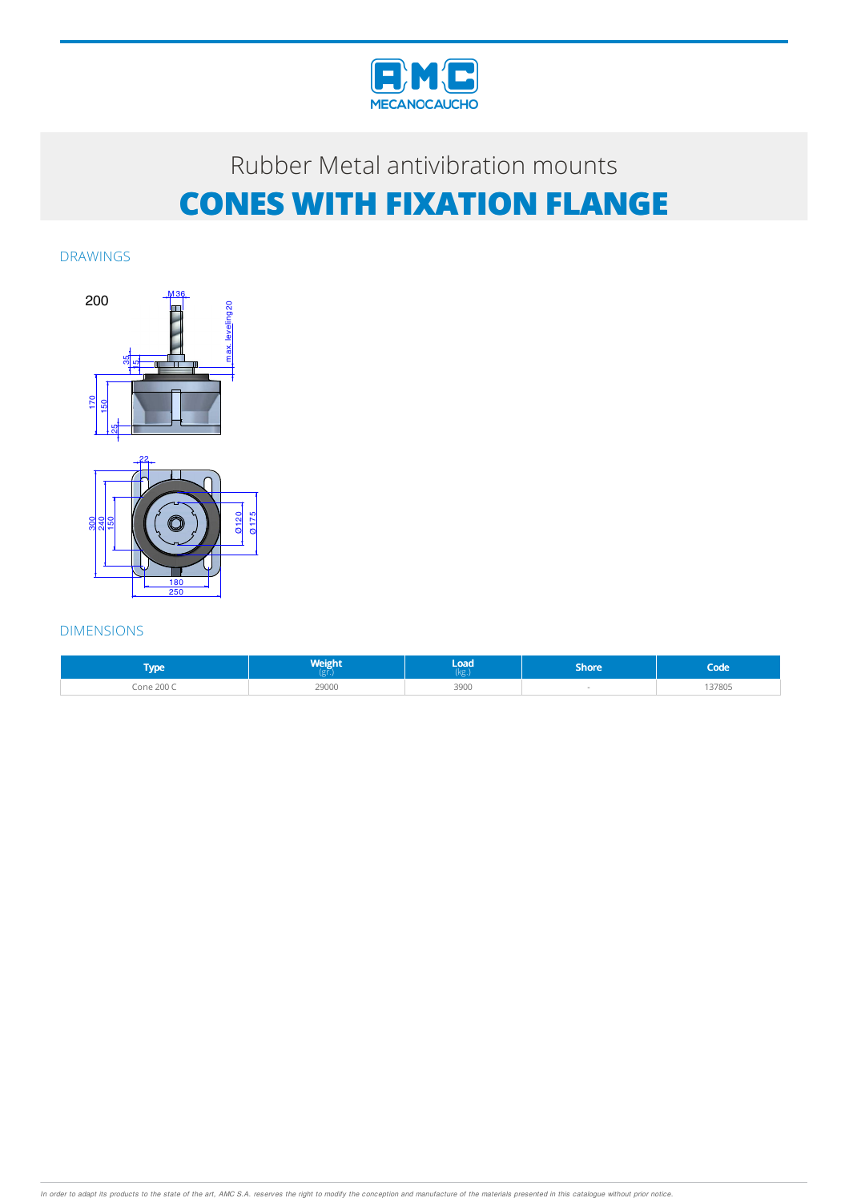Rubber Metal antivibration mounts

# CONES WITH FIXATION FLANGE

## DRAWINGS

200

## DIMENSIONS

| Type | Weight (gr.) | Load (kg.) | Shore | Code |
|---|---|---|---|---|
| Cone 200 C | 29000 | 3900 | - | 137805 |

*In order to adapt its products to the state of the art, AMC S.A. reserves the right to modify the conception and manufacture of the materials presented in this catalogue without prior notice.*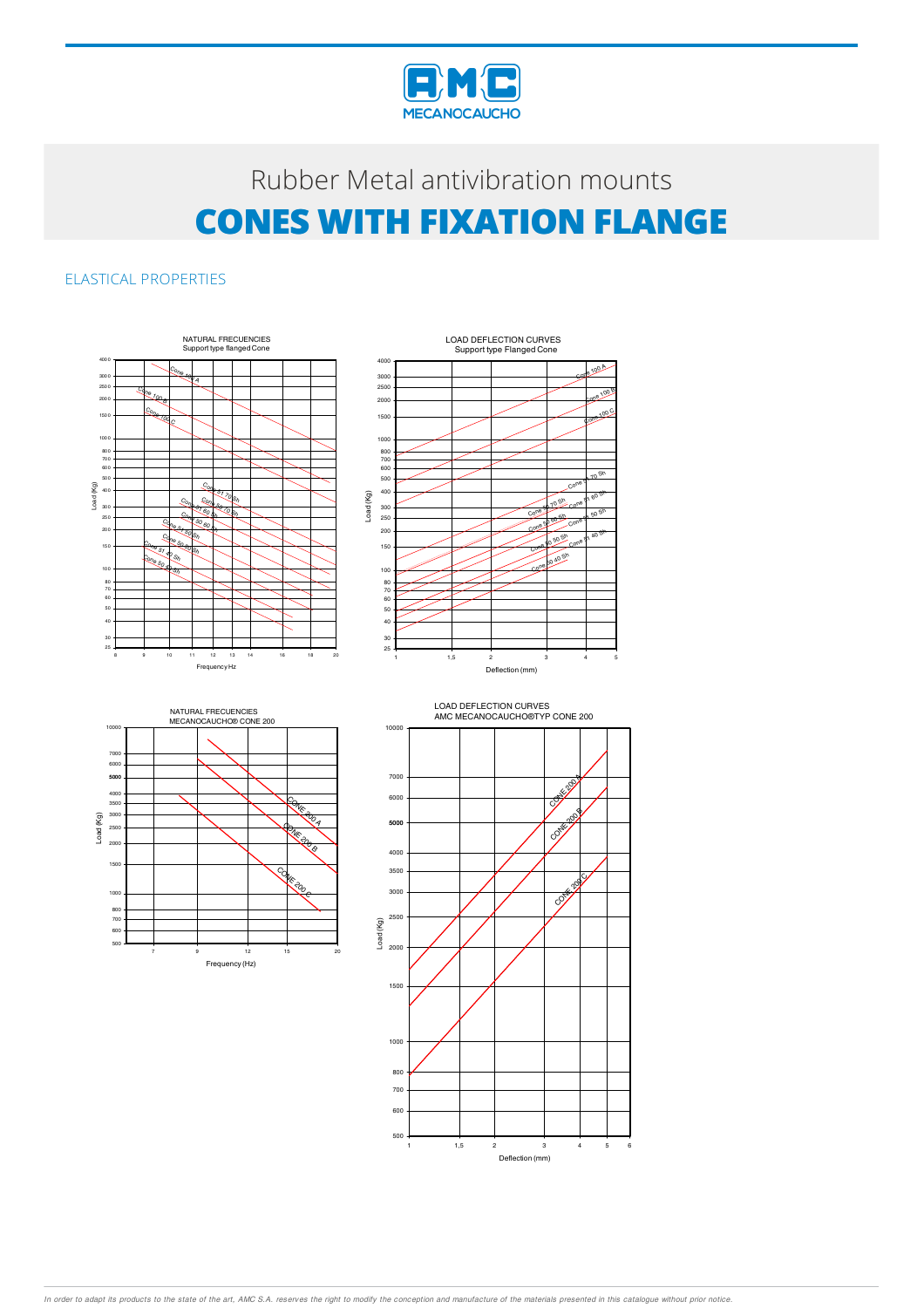# Rubber Metal antivibration mounts

# CONES WITH FIXATION FLANGE

## ELASTICAL PROPERTIES

NATURAL FRECUENCIES
Support type flanged Cone

Load (Kg)
4000, 3000, 2500, 2000, 1500, 1000, 800, 700, 600, 500, 400, 300, 250, 200, 150, 100, 80, 70, 60, 50, 40, 30, 25

Frequency Hz
8, 9, 10, 11, 12, 13, 14, 16, 18, 20

Cone 100 A
Cone 100 B
Cone 100 C
Cone 51 70 Sh
Cone 50 70 Sh
Cone 51 60 Sh
Cone 50 60 Sh
Cone 51 50 Sh
Cone 50 50 Sh
Cone 51 40 Sh
Cone 50 40 Sh

LOAD DEFLECTION CURVES
Support type Flanged Cone

Load (Kg)
4000, 3000, 2500, 2000, 1500, 1000, 800, 700, 600, 500, 400, 300, 250, 200, 150, 100, 80, 70, 60, 50, 40, 30, 25

Deflection (mm)
1, 1,5, 2, 3, 4, 5

Cone 100 A
Cone 100 B
Cone 100 C
Cone 51 70 Sh
Cone 50 70 Sh
Cone 51 60 Sh
Cone 50 60 Sh
Cone 51 50 Sh
Cone 50 50 Sh
Cone 51 40 Sh
Cone 50 40 Sh

NATURAL FRECUENCIES
MECANOCAUCHO® CONE 200

Load (Kg)
10000, 7000, 6000, 5000, 4000, 3500, 3000, 2500, 2000, 1500, 1000, 800, 700, 600, 500

Frequency (Hz)
7, 9, 12, 15, 20

CONE 200 A
CONE 200 B
CONE 200 C

LOAD DEFLECTION CURVES
AMC MECANOCAUCHO®TYP CONE 200

Load (Kg)
10000, 7000, 6000, 5000, 4000, 3500, 3000, 2500, 2000, 1500, 1000, 800, 700, 600, 500

Deflection (mm)
1, 1,5, 2, 3, 4, 5, 6

CONE 200 A
CONE 200 B
CONE 200 C

*In order to adapt its products to the state of the art, AMC S.A. reserves the right to modify the conception and manufacture of the materials presented in this catalogue without prior notice.*